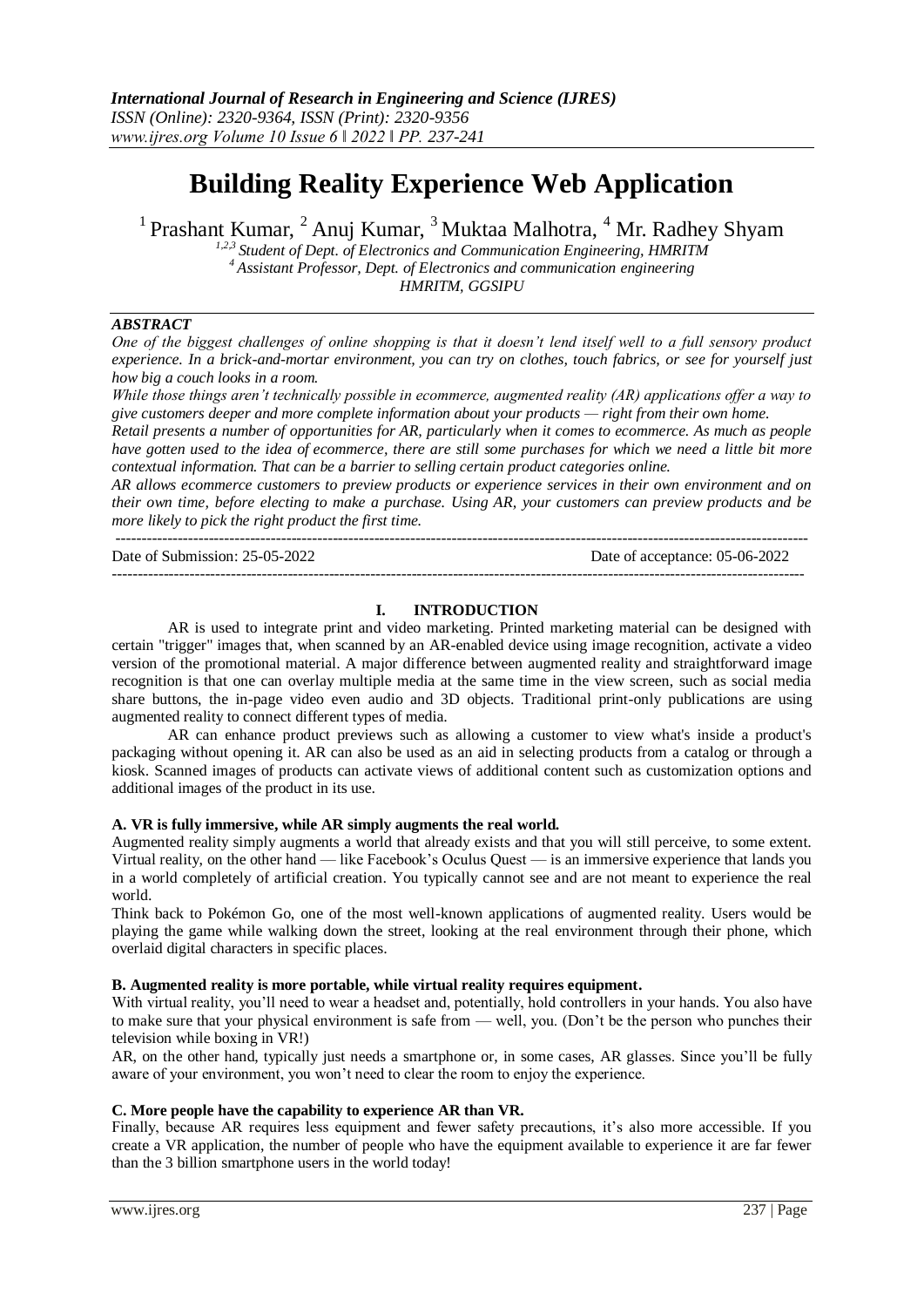# Building Reality Experience Web Application

[1] Prashant Kumar, [2] Anuj Kumar, [3] Muktaa Malhotra, [4] Mr. Radhey Shyam

*[1,2,3] Student of Dept. of Electronics and Communication Engineering, HMRITM*
*[4] Assistant Professor, Dept. of Electronics and communication engineering*
*HMRITM, GGSIPU*

***ABSTRACT***

*One of the biggest challenges of online shopping is that it doesn't lend itself well to a full sensory product experience. In a brick-and-mortar environment, you can try on clothes, touch fabrics, or see for yourself just how big a couch looks in a room.*

*While those things aren't technically possible in ecommerce, augmented reality (AR) applications offer a way to give customers deeper and more complete information about your products — right from their own home.*

*Retail presents a number of opportunities for AR, particularly when it comes to ecommerce. As much as people have gotten used to the idea of ecommerce, there are still some purchases for which we need a little bit more contextual information. That can be a barrier to selling certain product categories online.*

*AR allows ecommerce customers to preview products or experience services in their own environment and on their own time, before electing to make a purchase. Using AR, your customers can preview products and be more likely to pick the right product the first time.*

Date of Submission: 25-05-2022 Date of acceptance: 05-06-2022

## I. INTRODUCTION

AR is used to integrate print and video marketing. Printed marketing material can be designed with certain "trigger" images that, when scanned by an AR-enabled device using image recognition, activate a video version of the promotional material. A major difference between augmented reality and straightforward image recognition is that one can overlay multiple media at the same time in the view screen, such as social media share buttons, the in-page video even audio and 3D objects. Traditional print-only publications are using augmented reality to connect different types of media.

AR can enhance product previews such as allowing a customer to view what's inside a product's packaging without opening it. AR can also be used as an aid in selecting products from a catalog or through a kiosk. Scanned images of products can activate views of additional content such as customization options and additional images of the product in its use.

### A. VR is fully immersive, while AR simply augments the real world.

Augmented reality simply augments a world that already exists and that you will still perceive, to some extent. Virtual reality, on the other hand — like Facebook's Oculus Quest — is an immersive experience that lands you in a world completely of artificial creation. You typically cannot see and are not meant to experience the real world.

Think back to Pokémon Go, one of the most well-known applications of augmented reality. Users would be playing the game while walking down the street, looking at the real environment through their phone, which overlaid digital characters in specific places.

### B. Augmented reality is more portable, while virtual reality requires equipment.

With virtual reality, you'll need to wear a headset and, potentially, hold controllers in your hands. You also have to make sure that your physical environment is safe from — well, you. (Don't be the person who punches their television while boxing in VR!)

AR, on the other hand, typically just needs a smartphone or, in some cases, AR glasses. Since you'll be fully aware of your environment, you won't need to clear the room to enjoy the experience.

### C. More people have the capability to experience AR than VR.

Finally, because AR requires less equipment and fewer safety precautions, it's also more accessible. If you create a VR application, the number of people who have the equipment available to experience it are far fewer than the 3 billion smartphone users in the world today!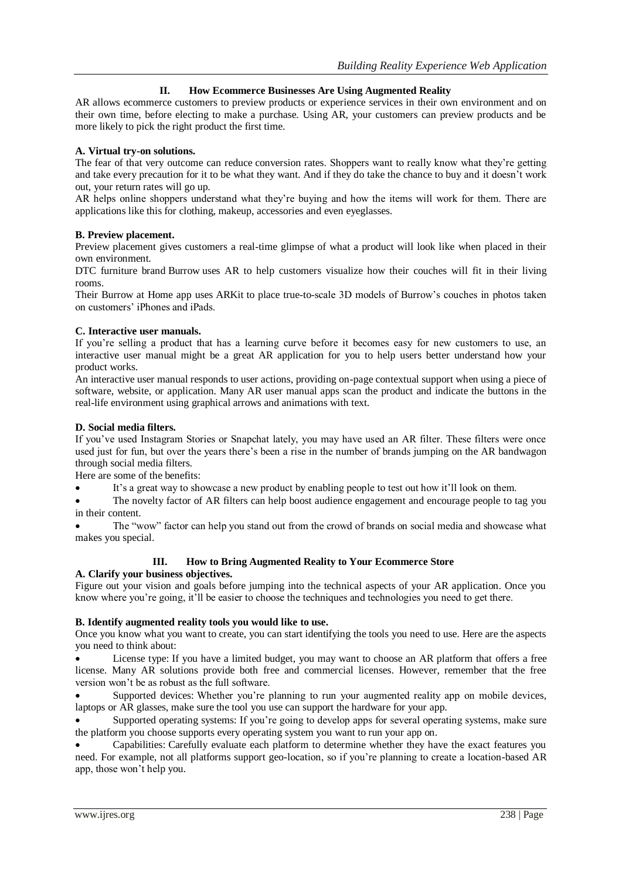## II. How Ecommerce Businesses Are Using Augmented Reality

AR allows ecommerce customers to preview products or experience services in their own environment and on their own time, before electing to make a purchase. Using AR, your customers can preview products and be more likely to pick the right product the first time.

### A. Virtual try-on solutions.

The fear of that very outcome can reduce conversion rates. Shoppers want to really know what they're getting and take every precaution for it to be what they want. And if they do take the chance to buy and it doesn't work out, your return rates will go up.

AR helps online shoppers understand what they're buying and how the items will work for them. There are applications like this for clothing, makeup, accessories and even eyeglasses.

### B. Preview placement.

Preview placement gives customers a real-time glimpse of what a product will look like when placed in their own environment.

DTC furniture brand Burrow uses AR to help customers visualize how their couches will fit in their living rooms.

Their Burrow at Home app uses ARKit to place true-to-scale 3D models of Burrow's couches in photos taken on customers' iPhones and iPads.

### C. Interactive user manuals.

If you're selling a product that has a learning curve before it becomes easy for new customers to use, an interactive user manual might be a great AR application for you to help users better understand how your product works.

An interactive user manual responds to user actions, providing on-page contextual support when using a piece of software, website, or application. Many AR user manual apps scan the product and indicate the buttons in the real-life environment using graphical arrows and animations with text.

### D. Social media filters.

If you've used Instagram Stories or Snapchat lately, you may have used an AR filter. These filters were once used just for fun, but over the years there's been a rise in the number of brands jumping on the AR bandwagon through social media filters.

Here are some of the benefits:

- It's a great way to showcase a new product by enabling people to test out how it'll look on them.
- The novelty factor of AR filters can help boost audience engagement and encourage people to tag you in their content.
- The "wow" factor can help you stand out from the crowd of brands on social media and showcase what makes you special.

## III. How to Bring Augmented Reality to Your Ecommerce Store

### A. Clarify your business objectives.

Figure out your vision and goals before jumping into the technical aspects of your AR application. Once you know where you're going, it'll be easier to choose the techniques and technologies you need to get there.

### B. Identify augmented reality tools you would like to use.

Once you know what you want to create, you can start identifying the tools you need to use. Here are the aspects you need to think about:

- License type: If you have a limited budget, you may want to choose an AR platform that offers a free license. Many AR solutions provide both free and commercial licenses. However, remember that the free version won't be as robust as the full software.
- Supported devices: Whether you're planning to run your augmented reality app on mobile devices, laptops or AR glasses, make sure the tool you use can support the hardware for your app.
- Supported operating systems: If you're going to develop apps for several operating systems, make sure the platform you choose supports every operating system you want to run your app on.
- Capabilities: Carefully evaluate each platform to determine whether they have the exact features you need. For example, not all platforms support geo-location, so if you're planning to create a location-based AR app, those won't help you.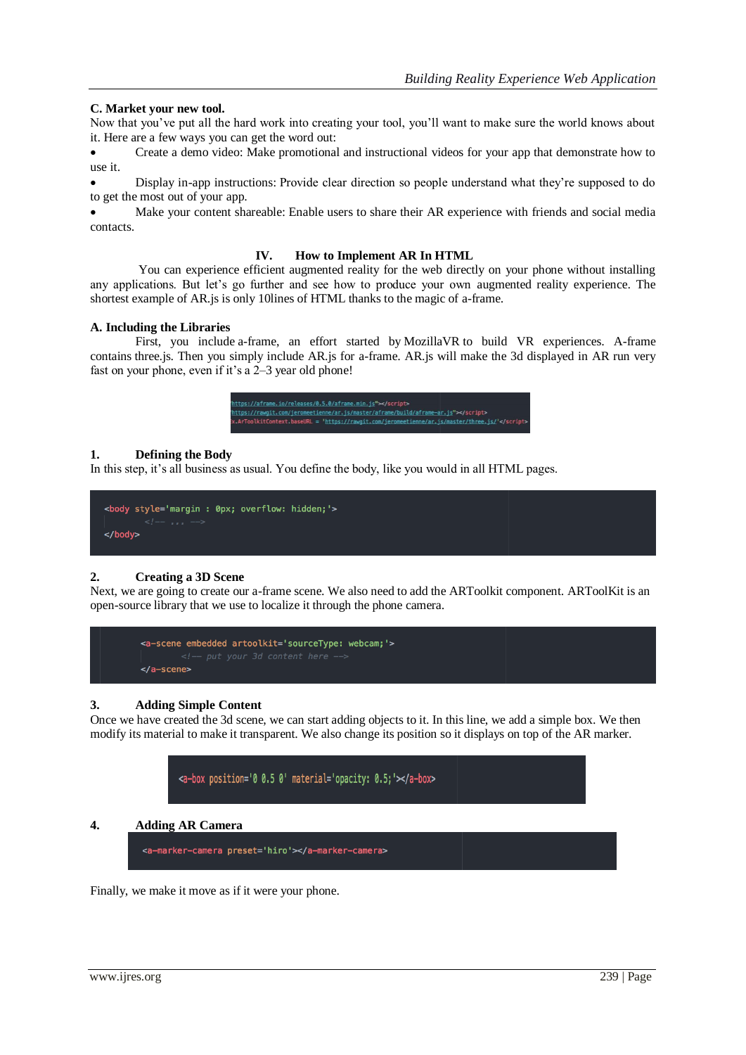### C. Market your new tool.

Now that you've put all the hard work into creating your tool, you'll want to make sure the world knows about it. Here are a few ways you can get the word out:

- Create a demo video: Make promotional and instructional videos for your app that demonstrate how to use it.
- Display in-app instructions: Provide clear direction so people understand what they're supposed to do to get the most out of your app.
- Make your content shareable: Enable users to share their AR experience with friends and social media contacts.

## IV. How to Implement AR In HTML

You can experience efficient augmented reality for the web directly on your phone without installing any applications. But let's go further and see how to produce your own augmented reality experience. The shortest example of AR.js is only 10lines of HTML thanks to the magic of a-frame.

### A. Including the Libraries

First, you include a-frame, an effort started by MozillaVR to build VR experiences. A-frame contains three.js. Then you simply include AR.js for a-frame. AR.js will make the 3d displayed in AR run very fast on your phone, even if it's a 2–3 year old phone!

```
https://aframe.io/releases/0.5.0/aframe.min.js"></script>
https://rawgit.com/jeromeetienne/ar.js/master/aframe/build/aframe-ar.js"></script>
x.ArToolkitContext.baseURL = 'https://rawgit.com/jeromeetienne/ar.js/master/three.js/'</script>
```

#### 1. Defining the Body

In this step, it's all business as usual. You define the body, like you would in all HTML pages.

```
<body style='margin : 0px; overflow: hidden;'>
    <!-- ... -->
</body>
```

#### 2. Creating a 3D Scene

Next, we are going to create our a-frame scene. We also need to add the ARToolkit component. ARToolKit is an open-source library that we use to localize it through the phone camera.

```
<a-scene embedded artoolkit='sourceType: webcam;'>
        <!-- put your 3d content here -->
</a-scene>
```

#### 3. Adding Simple Content

Once we have created the 3d scene, we can start adding objects to it. In this line, we add a simple box. We then modify its material to make it transparent. We also change its position so it displays on top of the AR marker.

```
<a-box position='0 0.5 0' material='opacity: 0.5;'></a-box>
```

#### 4. Adding AR Camera

```
<a-marker-camera preset='hiro'></a-marker-camera>
```

Finally, we make it move as if it were your phone.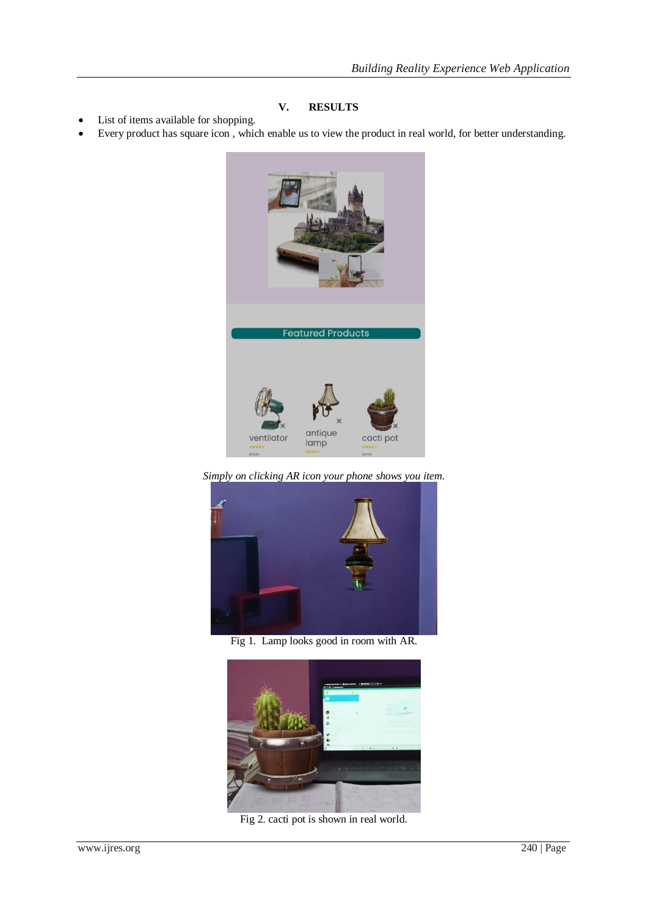## V. RESULTS

- List of items available for shopping.
- Every product has square icon , which enable us to view the product in real world, for better understanding.

*Simply on clicking AR icon your phone shows you item.*

Fig 1. Lamp looks good in room with AR.

Fig 2. cacti pot is shown in real world.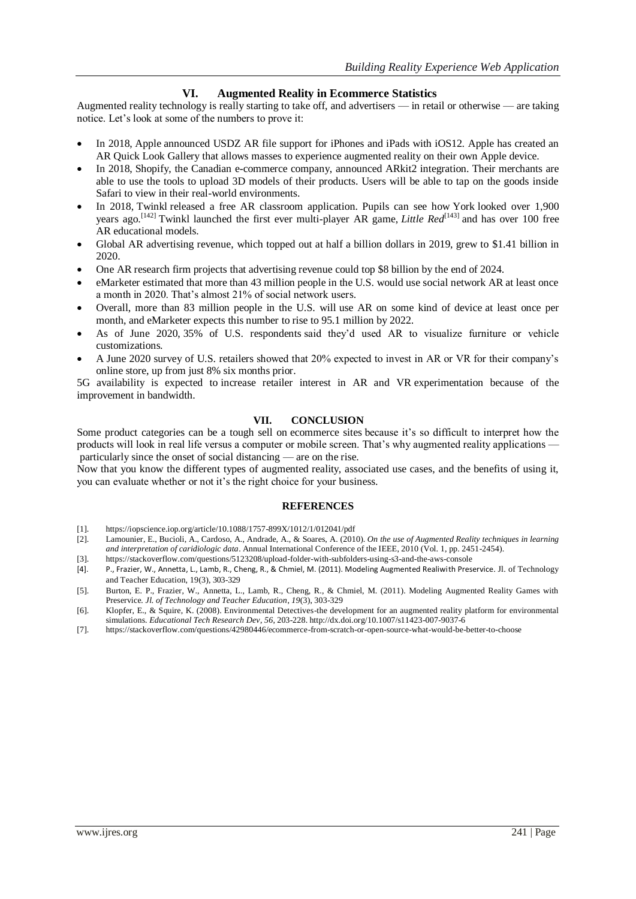## VI. Augmented Reality in Ecommerce Statistics

Augmented reality technology is really starting to take off, and advertisers — in retail or otherwise — are taking notice. Let's look at some of the numbers to prove it:

- In 2018, Apple announced USDZ AR file support for iPhones and iPads with iOS12. Apple has created an AR Quick Look Gallery that allows masses to experience augmented reality on their own Apple device.
- In 2018, Shopify, the Canadian e-commerce company, announced ARkit2 integration. Their merchants are able to use the tools to upload 3D models of their products. Users will be able to tap on the goods inside Safari to view in their real-world environments.
- In 2018, Twinkl released a free AR classroom application. Pupils can see how York looked over 1,900 years ago.[142] Twinkl launched the first ever multi-player AR game, *Little Red*[143] and has over 100 free AR educational models.
- Global AR advertising revenue, which topped out at half a billion dollars in 2019, grew to $1.41 billion in 2020.
- One AR research firm projects that advertising revenue could top $8 billion by the end of 2024.
- eMarketer estimated that more than 43 million people in the U.S. would use social network AR at least once a month in 2020. That's almost 21% of social network users.
- Overall, more than 83 million people in the U.S. will use AR on some kind of device at least once per month, and eMarketer expects this number to rise to 95.1 million by 2022.
- As of June 2020, 35% of U.S. respondents said they'd used AR to visualize furniture or vehicle customizations.
- A June 2020 survey of U.S. retailers showed that 20% expected to invest in AR or VR for their company's online store, up from just 8% six months prior.

5G availability is expected to increase retailer interest in AR and VR experimentation because of the improvement in bandwidth.

## VII. CONCLUSION

Some product categories can be a tough sell on ecommerce sites because it's so difficult to interpret how the products will look in real life versus a computer or mobile screen. That's why augmented reality applications — particularly since the onset of social distancing — are on the rise.

Now that you know the different types of augmented reality, associated use cases, and the benefits of using it, you can evaluate whether or not it's the right choice for your business.

## REFERENCES

[1]. https://iopscience.iop.org/article/10.1088/1757-899X/1012/1/012041/pdf

[2]. Lamounier, E., Bucioli, A., Cardoso, A., Andrade, A., & Soares, A. (2010). *On the use of Augmented Reality techniques in learning and interpretation of caridiologic data*. Annual International Conference of the IEEE, 2010 (Vol. 1, pp. 2451-2454).

[3]. https://stackoverflow.com/questions/5123208/upload-folder-with-subfolders-using-s3-and-the-aws-console

[4]. P., Frazier, W., Annetta, L., Lamb, R., Cheng, R., & Chmiel, M. (2011). Modeling Augmented Realiwith Preservice. Jl. of Technology and Teacher Education, 19(3), 303-329

[5]. Burton, E. P., Frazier, W., Annetta, L., Lamb, R., Cheng, R., & Chmiel, M. (2011). Modeling Augmented Reality Games with Preservice. *Jl. of Technology and Teacher Education*, *19*(3), 303-329

[6]. Klopfer, E., & Squire, K. (2008). Environmental Detectives-the development for an augmented reality platform for environmental simulations. *Educational Tech Research Dev*, *56*, 203-228. http://dx.doi.org/10.1007/s11423-007-9037-6

[7]. https://stackoverflow.com/questions/42980446/ecommerce-from-scratch-or-open-source-what-would-be-better-to-choose